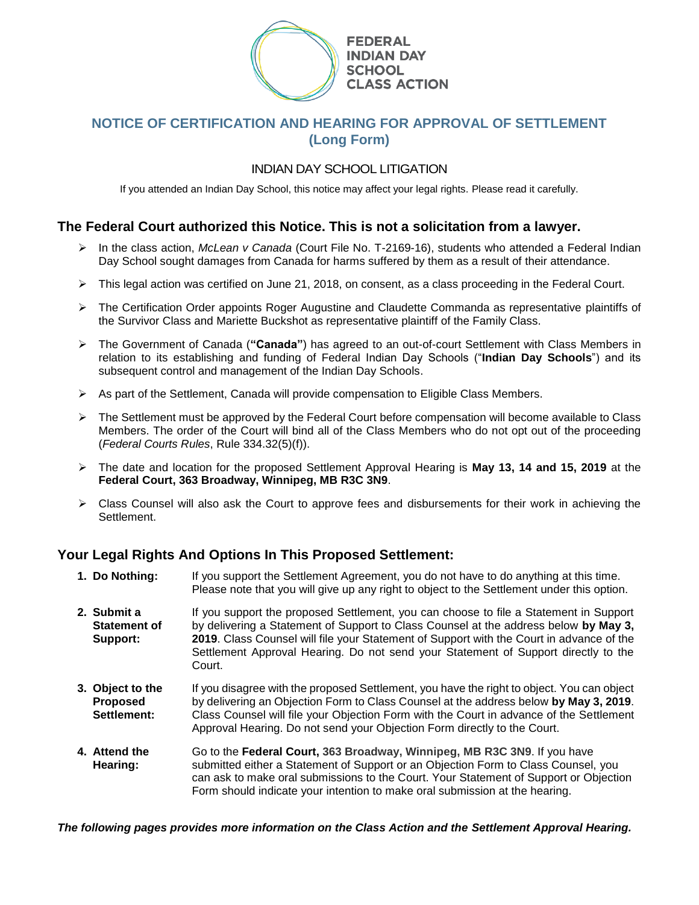FEDERAL INDIAN DAY SCHOOL CLASS ACTION

# NOTICE OF CERTIFICATION AND HEARING FOR APPROVAL OF SETTLEMENT (Long Form)

INDIAN DAY SCHOOL LITIGATION

If you attended an Indian Day School, this notice may affect your legal rights. Please read it carefully.

## The Federal Court authorized this Notice. This is not a solicitation from a lawyer.

- In the class action, *McLean v Canada* (Court File No. T-2169-16), students who attended a Federal Indian Day School sought damages from Canada for harms suffered by them as a result of their attendance.
- This legal action was certified on June 21, 2018, on consent, as a class proceeding in the Federal Court.
- The Certification Order appoints Roger Augustine and Claudette Commanda as representative plaintiffs of the Survivor Class and Mariette Buckshot as representative plaintiff of the Family Class.
- The Government of Canada (**"Canada"**) has agreed to an out-of-court Settlement with Class Members in relation to its establishing and funding of Federal Indian Day Schools ("**Indian Day Schools**") and its subsequent control and management of the Indian Day Schools.
- As part of the Settlement, Canada will provide compensation to Eligible Class Members.
- The Settlement must be approved by the Federal Court before compensation will become available to Class Members. The order of the Court will bind all of the Class Members who do not opt out of the proceeding (*Federal Courts Rules*, Rule 334.32(5)(f)).
- The date and location for the proposed Settlement Approval Hearing is **May 13, 14 and 15, 2019** at the **Federal Court, 363 Broadway, Winnipeg, MB R3C 3N9**.
- Class Counsel will also ask the Court to approve fees and disbursements for their work in achieving the Settlement.

## Your Legal Rights And Options In This Proposed Settlement:

1. **Do Nothing:** If you support the Settlement Agreement, you do not have to do anything at this time. Please note that you will give up any right to object to the Settlement under this option.
2. **Submit a Statement of Support:** If you support the proposed Settlement, you can choose to file a Statement in Support by delivering a Statement of Support to Class Counsel at the address below **by May 3, 2019**. Class Counsel will file your Statement of Support with the Court in advance of the Settlement Approval Hearing. Do not send your Statement of Support directly to the Court.
3. **Object to the Proposed Settlement:** If you disagree with the proposed Settlement, you have the right to object. You can object by delivering an Objection Form to Class Counsel at the address below **by May 3, 2019**. Class Counsel will file your Objection Form with the Court in advance of the Settlement Approval Hearing. Do not send your Objection Form directly to the Court.
4. **Attend the Hearing:** Go to the **Federal Court, 363 Broadway, Winnipeg, MB R3C 3N9**. If you have submitted either a Statement of Support or an Objection Form to Class Counsel, you can ask to make oral submissions to the Court. Your Statement of Support or Objection Form should indicate your intention to make oral submission at the hearing.

***The following pages provides more information on the Class Action and the Settlement Approval Hearing.***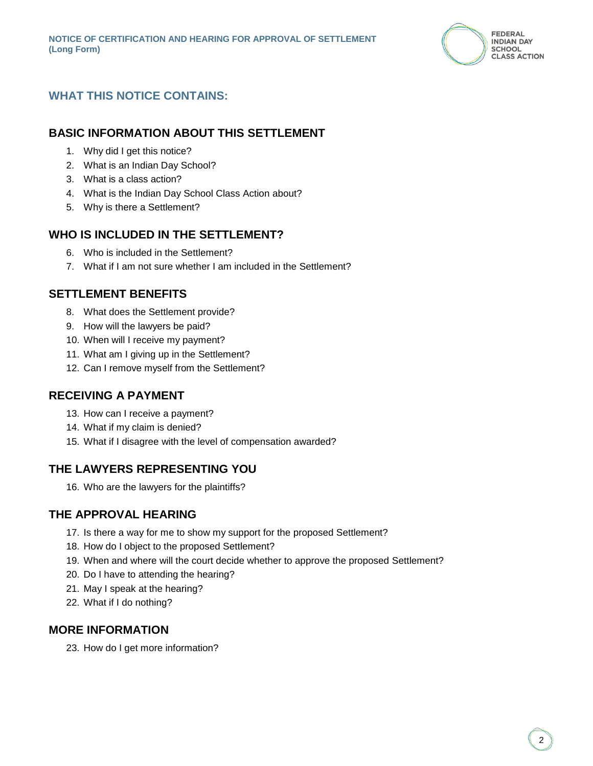## WHAT THIS NOTICE CONTAINS:

### BASIC INFORMATION ABOUT THIS SETTLEMENT

1. Why did I get this notice?
2. What is an Indian Day School?
3. What is a class action?
4. What is the Indian Day School Class Action about?
5. Why is there a Settlement?

### WHO IS INCLUDED IN THE SETTLEMENT?

6. Who is included in the Settlement?
7. What if I am not sure whether I am included in the Settlement?

### SETTLEMENT BENEFITS

8. What does the Settlement provide?
9. How will the lawyers be paid?
10. When will I receive my payment?
11. What am I giving up in the Settlement?
12. Can I remove myself from the Settlement?

### RECEIVING A PAYMENT

13. How can I receive a payment?
14. What if my claim is denied?
15. What if I disagree with the level of compensation awarded?

### THE LAWYERS REPRESENTING YOU

16. Who are the lawyers for the plaintiffs?

### THE APPROVAL HEARING

17. Is there a way for me to show my support for the proposed Settlement?
18. How do I object to the proposed Settlement?
19. When and where will the court decide whether to approve the proposed Settlement?
20. Do I have to attending the hearing?
21. May I speak at the hearing?
22. What if I do nothing?

### MORE INFORMATION

23. How do I get more information?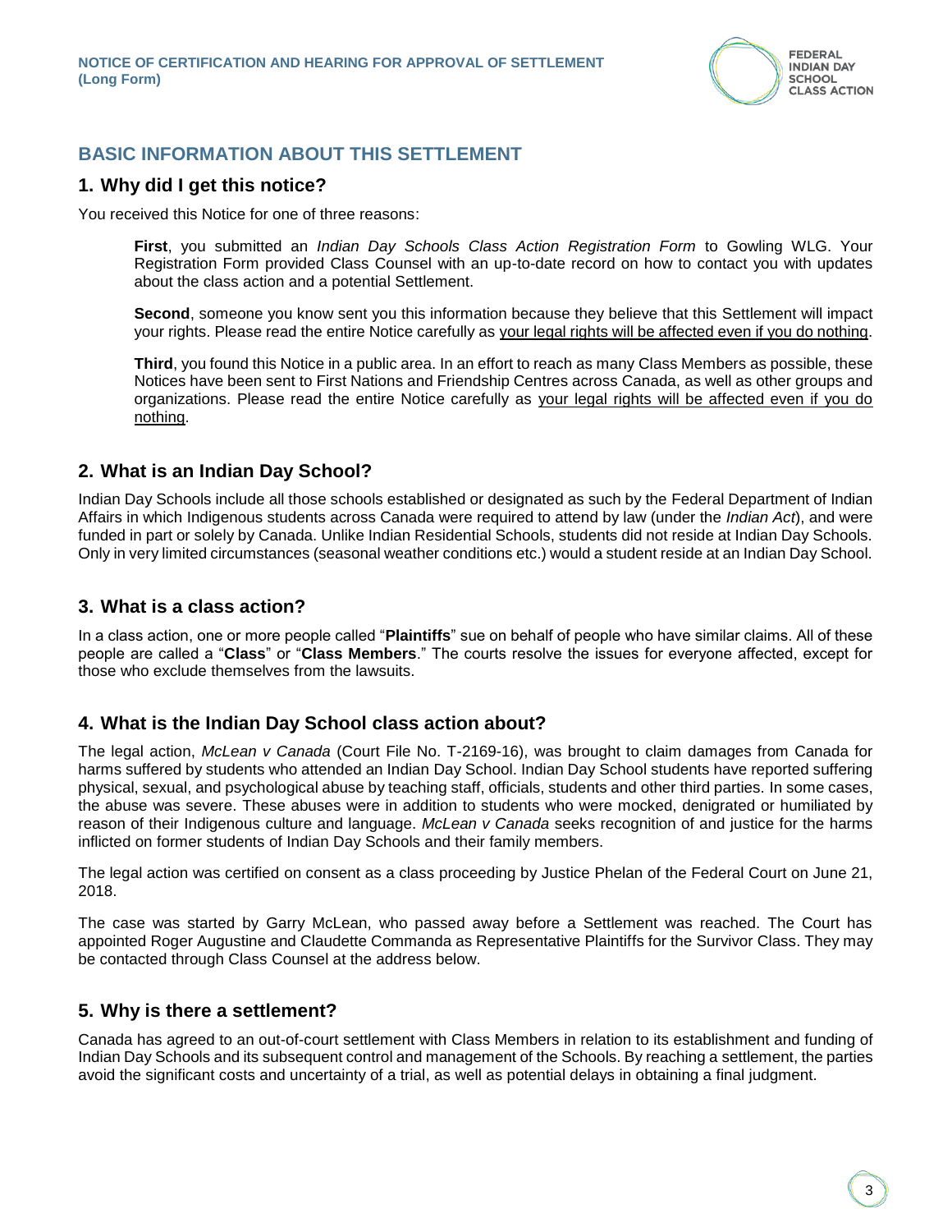## BASIC INFORMATION ABOUT THIS SETTLEMENT

### 1. Why did I get this notice?

You received this Notice for one of three reasons:

> **First**, you submitted an *Indian Day Schools Class Action Registration Form* to Gowling WLG. Your Registration Form provided Class Counsel with an up-to-date record on how to contact you with updates about the class action and a potential Settlement.
>
> **Second**, someone you know sent you this information because they believe that this Settlement will impact your rights. Please read the entire Notice carefully as <u>your legal rights will be affected even if you do nothing</u>.
>
> **Third**, you found this Notice in a public area. In an effort to reach as many Class Members as possible, these Notices have been sent to First Nations and Friendship Centres across Canada, as well as other groups and organizations. Please read the entire Notice carefully as <u>your legal rights will be affected even if you do nothing</u>.

### 2. What is an Indian Day School?

Indian Day Schools include all those schools established or designated as such by the Federal Department of Indian Affairs in which Indigenous students across Canada were required to attend by law (under the *Indian Act*), and were funded in part or solely by Canada. Unlike Indian Residential Schools, students did not reside at Indian Day Schools. Only in very limited circumstances (seasonal weather conditions etc.) would a student reside at an Indian Day School.

### 3. What is a class action?

In a class action, one or more people called "**Plaintiffs**" sue on behalf of people who have similar claims. All of these people are called a "**Class**" or "**Class Members**." The courts resolve the issues for everyone affected, except for those who exclude themselves from the lawsuits.

### 4. What is the Indian Day School class action about?

The legal action, *McLean v Canada* (Court File No. T-2169-16), was brought to claim damages from Canada for harms suffered by students who attended an Indian Day School. Indian Day School students have reported suffering physical, sexual, and psychological abuse by teaching staff, officials, students and other third parties. In some cases, the abuse was severe. These abuses were in addition to students who were mocked, denigrated or humiliated by reason of their Indigenous culture and language. *McLean v Canada* seeks recognition of and justice for the harms inflicted on former students of Indian Day Schools and their family members.

The legal action was certified on consent as a class proceeding by Justice Phelan of the Federal Court on June 21, 2018.

The case was started by Garry McLean, who passed away before a Settlement was reached. The Court has appointed Roger Augustine and Claudette Commanda as Representative Plaintiffs for the Survivor Class. They may be contacted through Class Counsel at the address below.

### 5. Why is there a settlement?

Canada has agreed to an out-of-court settlement with Class Members in relation to its establishment and funding of Indian Day Schools and its subsequent control and management of the Schools. By reaching a settlement, the parties avoid the significant costs and uncertainty of a trial, as well as potential delays in obtaining a final judgment.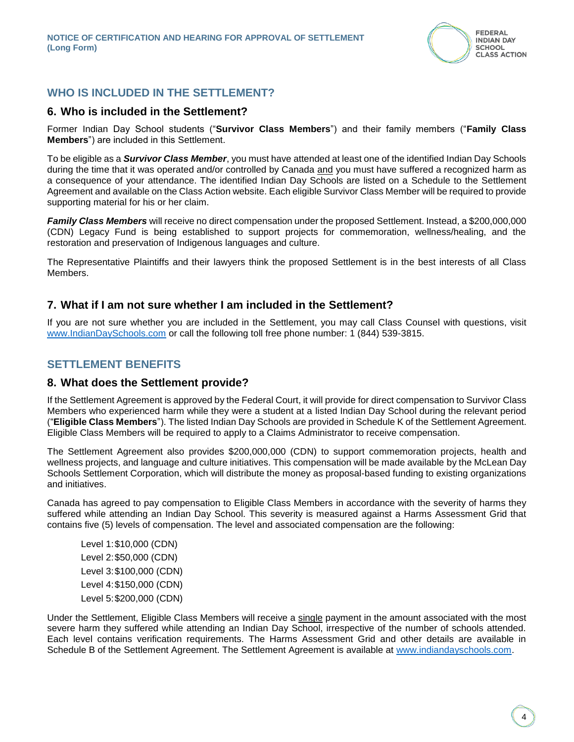## WHO IS INCLUDED IN THE SETTLEMENT?

### 6. Who is included in the Settlement?

Former Indian Day School students ("**Survivor Class Members**") and their family members ("**Family Class Members**") are included in this Settlement.

To be eligible as a ***Survivor Class Member***, you must have attended at least one of the identified Indian Day Schools during the time that it was operated and/or controlled by Canada and you must have suffered a recognized harm as a consequence of your attendance. The identified Indian Day Schools are listed on a Schedule to the Settlement Agreement and available on the Class Action website. Each eligible Survivor Class Member will be required to provide supporting material for his or her claim.

***Family Class Members*** will receive no direct compensation under the proposed Settlement. Instead, a $200,000,000 (CDN) Legacy Fund is being established to support projects for commemoration, wellness/healing, and the restoration and preservation of Indigenous languages and culture.

The Representative Plaintiffs and their lawyers think the proposed Settlement is in the best interests of all Class Members.

### 7. What if I am not sure whether I am included in the Settlement?

If you are not sure whether you are included in the Settlement, you may call Class Counsel with questions, visit www.IndianDaySchools.com or call the following toll free phone number: 1 (844) 539-3815.

## SETTLEMENT BENEFITS

### 8. What does the Settlement provide?

If the Settlement Agreement is approved by the Federal Court, it will provide for direct compensation to Survivor Class Members who experienced harm while they were a student at a listed Indian Day School during the relevant period ("**Eligible Class Members**"). The listed Indian Day Schools are provided in Schedule K of the Settlement Agreement. Eligible Class Members will be required to apply to a Claims Administrator to receive compensation.

The Settlement Agreement also provides $200,000,000 (CDN) to support commemoration projects, health and wellness projects, and language and culture initiatives. This compensation will be made available by the McLean Day Schools Settlement Corporation, which will distribute the money as proposal-based funding to existing organizations and initiatives.

Canada has agreed to pay compensation to Eligible Class Members in accordance with the severity of harms they suffered while attending an Indian Day School. This severity is measured against a Harms Assessment Grid that contains five (5) levels of compensation. The level and associated compensation are the following:

Level 1: $10,000 (CDN)
Level 2: $50,000 (CDN)
Level 3: $100,000 (CDN)
Level 4: $150,000 (CDN)
Level 5: $200,000 (CDN)

Under the Settlement, Eligible Class Members will receive a single payment in the amount associated with the most severe harm they suffered while attending an Indian Day School, irrespective of the number of schools attended. Each level contains verification requirements. The Harms Assessment Grid and other details are available in Schedule B of the Settlement Agreement. The Settlement Agreement is available at www.indiandayschools.com.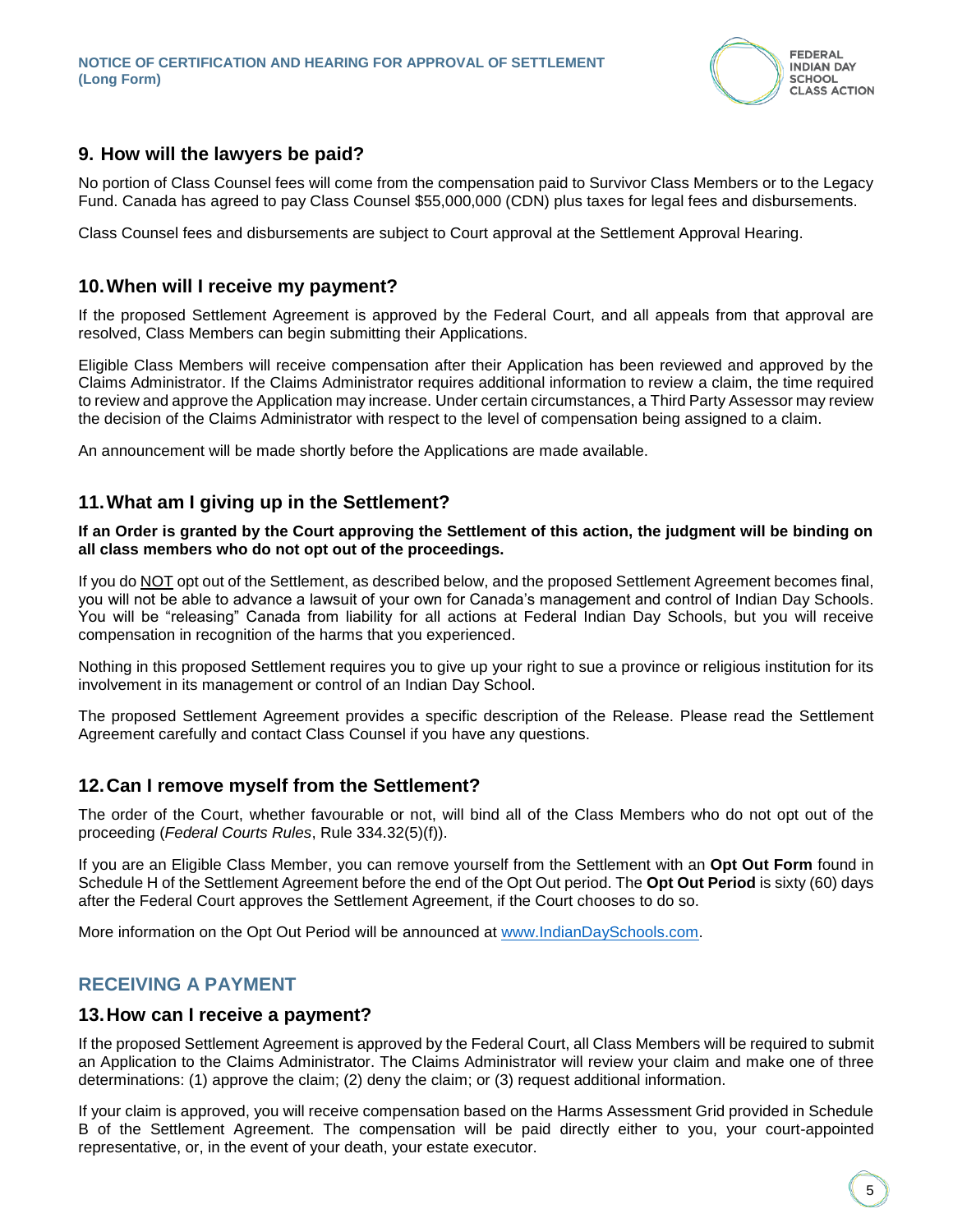## 9. How will the lawyers be paid?

No portion of Class Counsel fees will come from the compensation paid to Survivor Class Members or to the Legacy Fund. Canada has agreed to pay Class Counsel $55,000,000 (CDN) plus taxes for legal fees and disbursements.

Class Counsel fees and disbursements are subject to Court approval at the Settlement Approval Hearing.

## 10. When will I receive my payment?

If the proposed Settlement Agreement is approved by the Federal Court, and all appeals from that approval are resolved, Class Members can begin submitting their Applications.

Eligible Class Members will receive compensation after their Application has been reviewed and approved by the Claims Administrator. If the Claims Administrator requires additional information to review a claim, the time required to review and approve the Application may increase. Under certain circumstances, a Third Party Assessor may review the decision of the Claims Administrator with respect to the level of compensation being assigned to a claim.

An announcement will be made shortly before the Applications are made available.

## 11. What am I giving up in the Settlement?

**If an Order is granted by the Court approving the Settlement of this action, the judgment will be binding on all class members who do not opt out of the proceedings.**

If you do NOT opt out of the Settlement, as described below, and the proposed Settlement Agreement becomes final, you will not be able to advance a lawsuit of your own for Canada's management and control of Indian Day Schools. You will be "releasing" Canada from liability for all actions at Federal Indian Day Schools, but you will receive compensation in recognition of the harms that you experienced.

Nothing in this proposed Settlement requires you to give up your right to sue a province or religious institution for its involvement in its management or control of an Indian Day School.

The proposed Settlement Agreement provides a specific description of the Release. Please read the Settlement Agreement carefully and contact Class Counsel if you have any questions.

## 12. Can I remove myself from the Settlement?

The order of the Court, whether favourable or not, will bind all of the Class Members who do not opt out of the proceeding (*Federal Courts Rules*, Rule 334.32(5)(f)).

If you are an Eligible Class Member, you can remove yourself from the Settlement with an **Opt Out Form** found in Schedule H of the Settlement Agreement before the end of the Opt Out period. The **Opt Out Period** is sixty (60) days after the Federal Court approves the Settlement Agreement, if the Court chooses to do so.

More information on the Opt Out Period will be announced at [www.IndianDaySchools.com](http://www.IndianDaySchools.com).

# RECEIVING A PAYMENT

## 13. How can I receive a payment?

If the proposed Settlement Agreement is approved by the Federal Court, all Class Members will be required to submit an Application to the Claims Administrator. The Claims Administrator will review your claim and make one of three determinations: (1) approve the claim; (2) deny the claim; or (3) request additional information.

If your claim is approved, you will receive compensation based on the Harms Assessment Grid provided in Schedule B of the Settlement Agreement. The compensation will be paid directly either to you, your court-appointed representative, or, in the event of your death, your estate executor.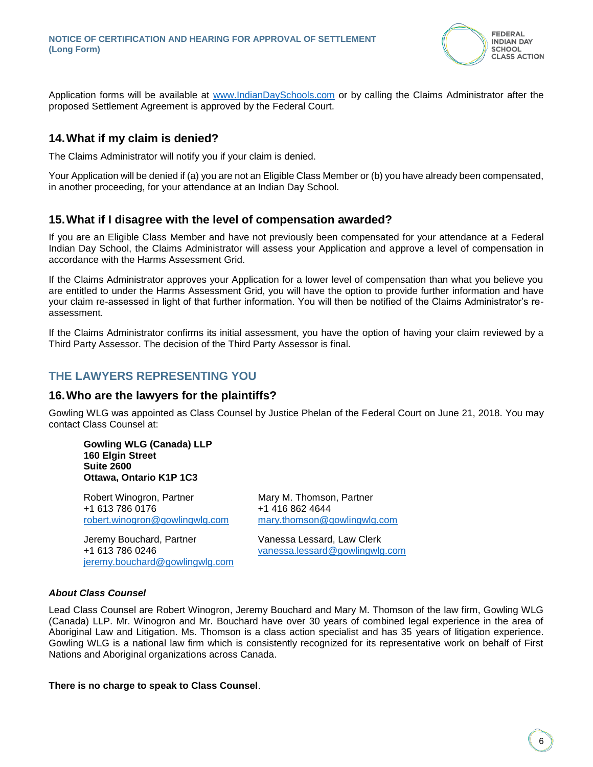Application forms will be available at [www.IndianDaySchools.com](http://www.IndianDaySchools.com) or by calling the Claims Administrator after the proposed Settlement Agreement is approved by the Federal Court.

### 14. What if my claim is denied?

The Claims Administrator will notify you if your claim is denied.

Your Application will be denied if (a) you are not an Eligible Class Member or (b) you have already been compensated, in another proceeding, for your attendance at an Indian Day School.

### 15. What if I disagree with the level of compensation awarded?

If you are an Eligible Class Member and have not previously been compensated for your attendance at a Federal Indian Day School, the Claims Administrator will assess your Application and approve a level of compensation in accordance with the Harms Assessment Grid.

If the Claims Administrator approves your Application for a lower level of compensation than what you believe you are entitled to under the Harms Assessment Grid, you will have the option to provide further information and have your claim re-assessed in light of that further information. You will then be notified of the Claims Administrator's re-assessment.

If the Claims Administrator confirms its initial assessment, you have the option of having your claim reviewed by a Third Party Assessor. The decision of the Third Party Assessor is final.

## THE LAWYERS REPRESENTING YOU

### 16. Who are the lawyers for the plaintiffs?

Gowling WLG was appointed as Class Counsel by Justice Phelan of the Federal Court on June 21, 2018. You may contact Class Counsel at:

**Gowling WLG (Canada) LLP**
**160 Elgin Street**
**Suite 2600**
**Ottawa, Ontario K1P 1C3**

Robert Winogron, Partner
+1 613 786 0176
robert.winogron@gowlingwlg.com

Mary M. Thomson, Partner
+1 416 862 4644
mary.thomson@gowlingwlg.com

Jeremy Bouchard, Partner
+1 613 786 0246
jeremy.bouchard@gowlingwlg.com

Vanessa Lessard, Law Clerk
vanessa.lessard@gowlingwlg.com

***About Class Counsel***

Lead Class Counsel are Robert Winogron, Jeremy Bouchard and Mary M. Thomson of the law firm, Gowling WLG (Canada) LLP. Mr. Winogron and Mr. Bouchard have over 30 years of combined legal experience in the area of Aboriginal Law and Litigation. Ms. Thomson is a class action specialist and has 35 years of litigation experience. Gowling WLG is a national law firm which is consistently recognized for its representative work on behalf of First Nations and Aboriginal organizations across Canada.

**There is no charge to speak to Class Counsel**.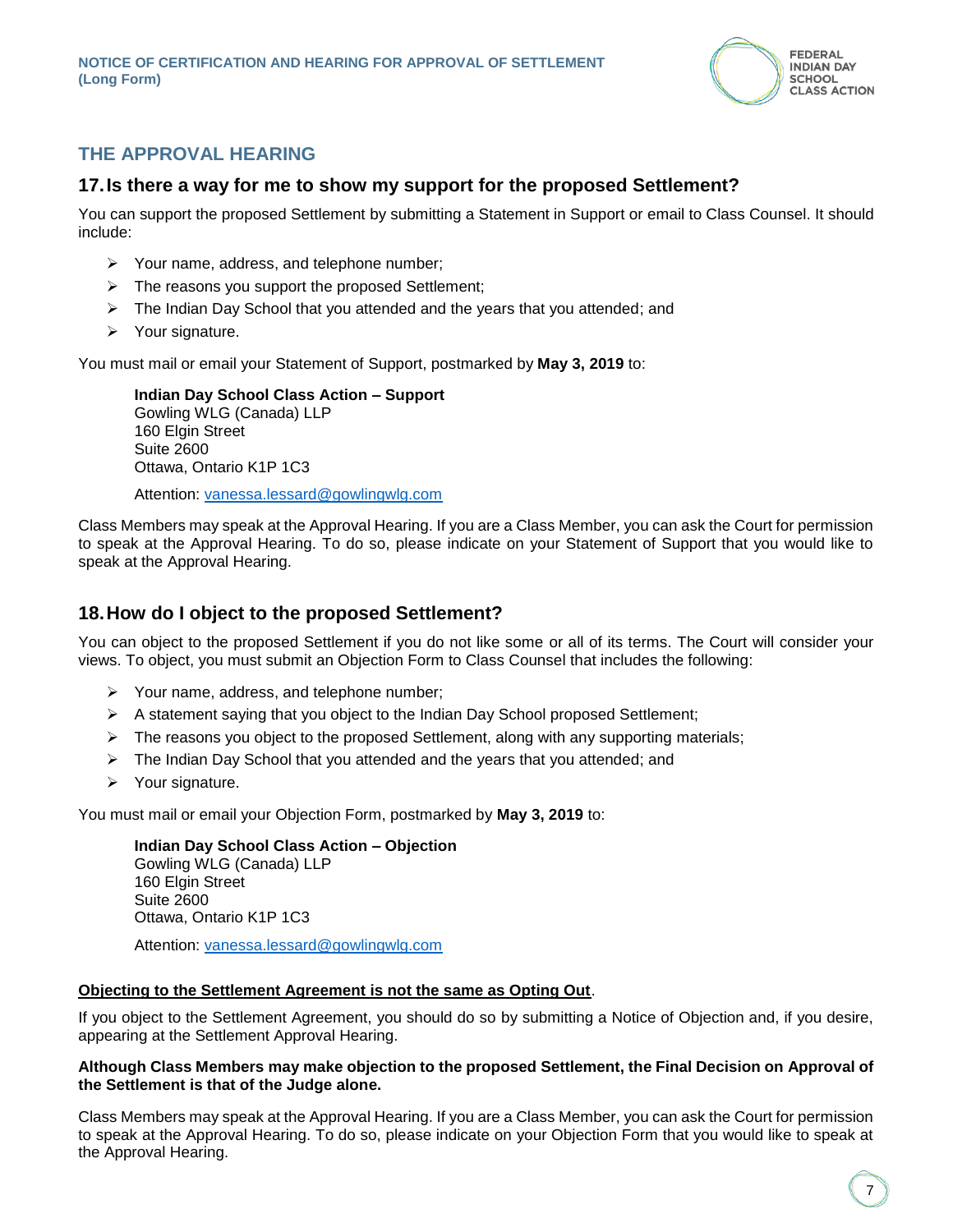## THE APPROVAL HEARING

### 17. Is there a way for me to show my support for the proposed Settlement?

You can support the proposed Settlement by submitting a Statement in Support or email to Class Counsel. It should include:

- Your name, address, and telephone number;
- The reasons you support the proposed Settlement;
- The Indian Day School that you attended and the years that you attended; and
- Your signature.

You must mail or email your Statement of Support, postmarked by **May 3, 2019** to:

> **Indian Day School Class Action – Support**
> Gowling WLG (Canada) LLP
> 160 Elgin Street
> Suite 2600
> Ottawa, Ontario K1P 1C3
>
> Attention: vanessa.lessard@gowlingwlg.com

Class Members may speak at the Approval Hearing. If you are a Class Member, you can ask the Court for permission to speak at the Approval Hearing. To do so, please indicate on your Statement of Support that you would like to speak at the Approval Hearing.

### 18. How do I object to the proposed Settlement?

You can object to the proposed Settlement if you do not like some or all of its terms. The Court will consider your views. To object, you must submit an Objection Form to Class Counsel that includes the following:

- Your name, address, and telephone number;
- A statement saying that you object to the Indian Day School proposed Settlement;
- The reasons you object to the proposed Settlement, along with any supporting materials;
- The Indian Day School that you attended and the years that you attended; and
- Your signature.

You must mail or email your Objection Form, postmarked by **May 3, 2019** to:

> **Indian Day School Class Action – Objection**
> Gowling WLG (Canada) LLP
> 160 Elgin Street
> Suite 2600
> Ottawa, Ontario K1P 1C3
>
> Attention: vanessa.lessard@gowlingwlg.com

**<u>Objecting to the Settlement Agreement is not the same as Opting Out</u>**.

If you object to the Settlement Agreement, you should do so by submitting a Notice of Objection and, if you desire, appearing at the Settlement Approval Hearing.

**Although Class Members may make objection to the proposed Settlement, the Final Decision on Approval of the Settlement is that of the Judge alone.**

Class Members may speak at the Approval Hearing. If you are a Class Member, you can ask the Court for permission to speak at the Approval Hearing. To do so, please indicate on your Objection Form that you would like to speak at the Approval Hearing.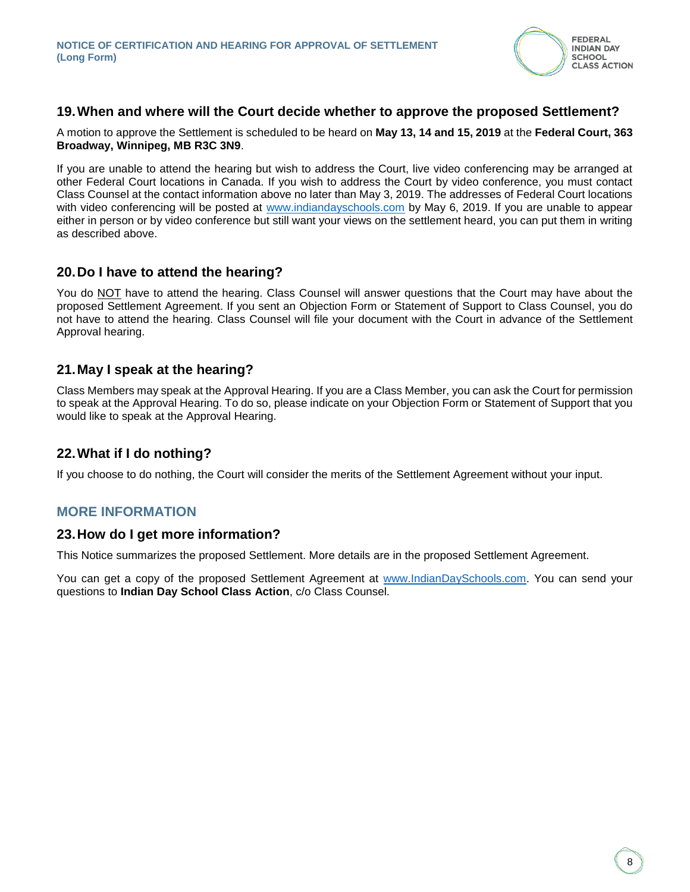## 19. When and where will the Court decide whether to approve the proposed Settlement?

A motion to approve the Settlement is scheduled to be heard on **May 13, 14 and 15, 2019** at the **Federal Court, 363 Broadway, Winnipeg, MB R3C 3N9**.

If you are unable to attend the hearing but wish to address the Court, live video conferencing may be arranged at other Federal Court locations in Canada. If you wish to address the Court by video conference, you must contact Class Counsel at the contact information above no later than May 3, 2019. The addresses of Federal Court locations with video conferencing will be posted at www.indiandayschools.com by May 6, 2019. If you are unable to appear either in person or by video conference but still want your views on the settlement heard, you can put them in writing as described above.

## 20. Do I have to attend the hearing?

You do NOT have to attend the hearing. Class Counsel will answer questions that the Court may have about the proposed Settlement Agreement. If you sent an Objection Form or Statement of Support to Class Counsel, you do not have to attend the hearing. Class Counsel will file your document with the Court in advance of the Settlement Approval hearing.

## 21. May I speak at the hearing?

Class Members may speak at the Approval Hearing. If you are a Class Member, you can ask the Court for permission to speak at the Approval Hearing. To do so, please indicate on your Objection Form or Statement of Support that you would like to speak at the Approval Hearing.

## 22. What if I do nothing?

If you choose to do nothing, the Court will consider the merits of the Settlement Agreement without your input.

# MORE INFORMATION

## 23. How do I get more information?

This Notice summarizes the proposed Settlement. More details are in the proposed Settlement Agreement.

You can get a copy of the proposed Settlement Agreement at www.IndianDaySchools.com. You can send your questions to **Indian Day School Class Action**, c/o Class Counsel.